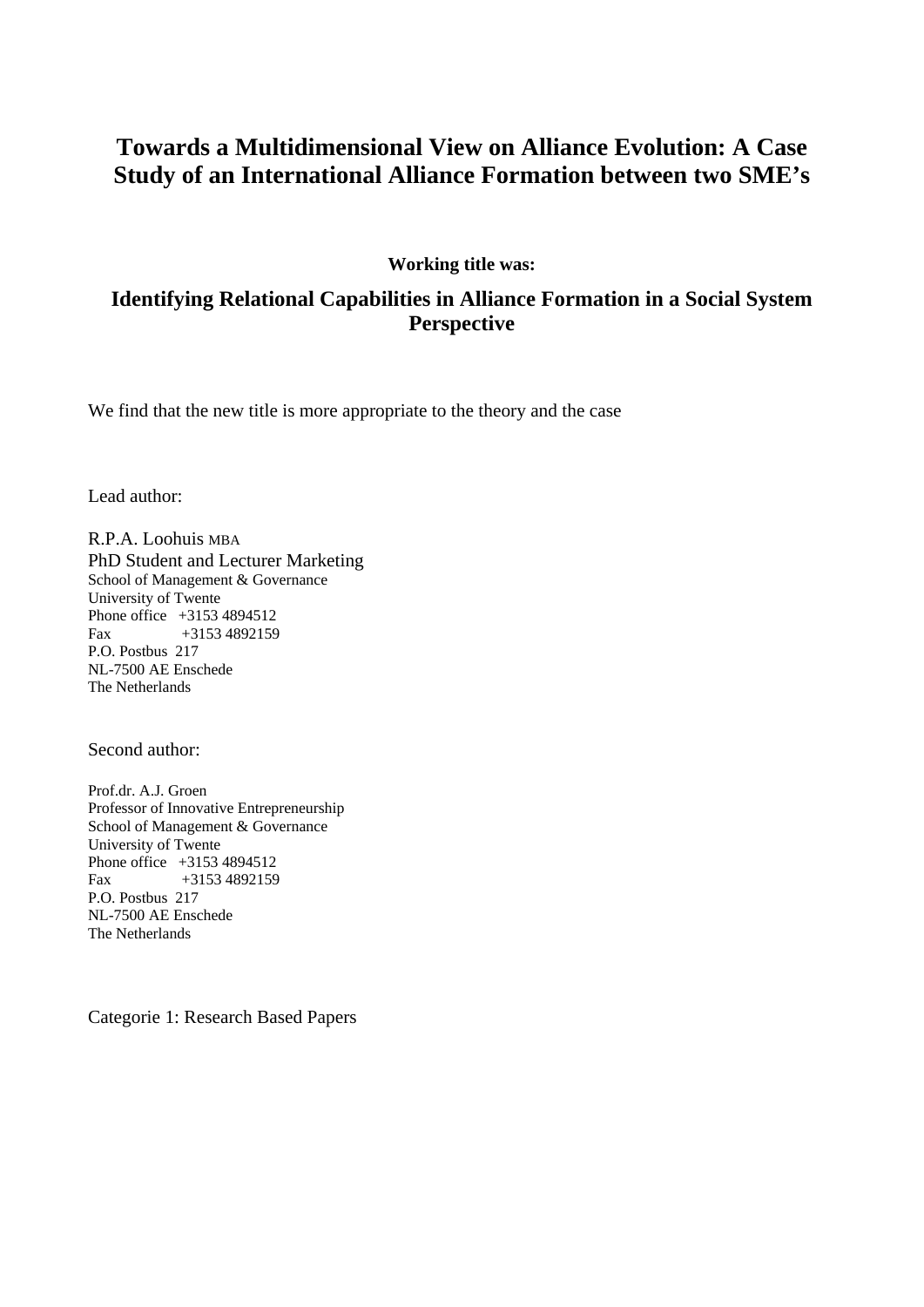# Towards a Multidimensional View on Alliance Evolution: A Case Study of an International Alliance Formation between two SME's

**Working title was:**

## Identifying Relational Capabilities in Alliance Formation in a Social System Perspective

We find that the new title is more appropriate to the theory and the case

Lead author:

R.P.A. Loohuis MBA
PhD Student and Lecturer Marketing
School of Management & Governance
University of Twente
Phone office +3153 4894512
Fax +3153 4892159
P.O. Postbus 217
NL-7500 AE Enschede
The Netherlands

Second author:

Prof.dr. A.J. Groen
Professor of Innovative Entrepreneurship
School of Management & Governance
University of Twente
Phone office +3153 4894512
Fax +3153 4892159
P.O. Postbus 217
NL-7500 AE Enschede
The Netherlands

Categorie 1: Research Based Papers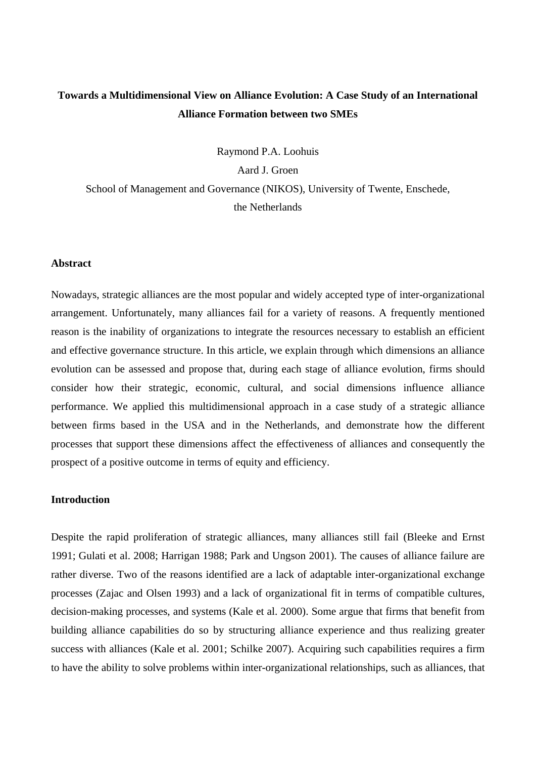**Towards a Multidimensional View on Alliance Evolution: A Case Study of an International Alliance Formation between two SMEs**

Raymond P.A. Loohuis

Aard J. Groen

School of Management and Governance (NIKOS), University of Twente, Enschede, the Netherlands

## Abstract

Nowadays, strategic alliances are the most popular and widely accepted type of inter-organizational arrangement. Unfortunately, many alliances fail for a variety of reasons. A frequently mentioned reason is the inability of organizations to integrate the resources necessary to establish an efficient and effective governance structure. In this article, we explain through which dimensions an alliance evolution can be assessed and propose that, during each stage of alliance evolution, firms should consider how their strategic, economic, cultural, and social dimensions influence alliance performance. We applied this multidimensional approach in a case study of a strategic alliance between firms based in the USA and in the Netherlands, and demonstrate how the different processes that support these dimensions affect the effectiveness of alliances and consequently the prospect of a positive outcome in terms of equity and efficiency.

## Introduction

Despite the rapid proliferation of strategic alliances, many alliances still fail (Bleeke and Ernst 1991; Gulati et al. 2008; Harrigan 1988; Park and Ungson 2001). The causes of alliance failure are rather diverse. Two of the reasons identified are a lack of adaptable inter-organizational exchange processes (Zajac and Olsen 1993) and a lack of organizational fit in terms of compatible cultures, decision-making processes, and systems (Kale et al. 2000). Some argue that firms that benefit from building alliance capabilities do so by structuring alliance experience and thus realizing greater success with alliances (Kale et al. 2001; Schilke 2007). Acquiring such capabilities requires a firm to have the ability to solve problems within inter-organizational relationships, such as alliances, that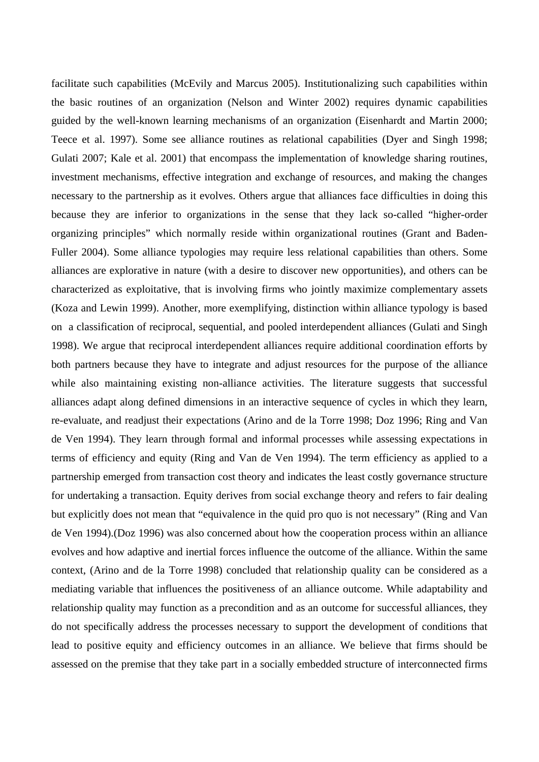facilitate such capabilities (McEvily and Marcus 2005). Institutionalizing such capabilities within the basic routines of an organization (Nelson and Winter 2002) requires dynamic capabilities guided by the well-known learning mechanisms of an organization (Eisenhardt and Martin 2000; Teece et al. 1997). Some see alliance routines as relational capabilities (Dyer and Singh 1998; Gulati 2007; Kale et al. 2001) that encompass the implementation of knowledge sharing routines, investment mechanisms, effective integration and exchange of resources, and making the changes necessary to the partnership as it evolves. Others argue that alliances face difficulties in doing this because they are inferior to organizations in the sense that they lack so-called "higher-order organizing principles" which normally reside within organizational routines (Grant and Baden-Fuller 2004). Some alliance typologies may require less relational capabilities than others. Some alliances are explorative in nature (with a desire to discover new opportunities), and others can be characterized as exploitative, that is involving firms who jointly maximize complementary assets (Koza and Lewin 1999). Another, more exemplifying, distinction within alliance typology is based on a classification of reciprocal, sequential, and pooled interdependent alliances (Gulati and Singh 1998). We argue that reciprocal interdependent alliances require additional coordination efforts by both partners because they have to integrate and adjust resources for the purpose of the alliance while also maintaining existing non-alliance activities. The literature suggests that successful alliances adapt along defined dimensions in an interactive sequence of cycles in which they learn, re-evaluate, and readjust their expectations (Arino and de la Torre 1998; Doz 1996; Ring and Van de Ven 1994). They learn through formal and informal processes while assessing expectations in terms of efficiency and equity (Ring and Van de Ven 1994). The term efficiency as applied to a partnership emerged from transaction cost theory and indicates the least costly governance structure for undertaking a transaction. Equity derives from social exchange theory and refers to fair dealing but explicitly does not mean that "equivalence in the quid pro quo is not necessary" (Ring and Van de Ven 1994).(Doz 1996) was also concerned about how the cooperation process within an alliance evolves and how adaptive and inertial forces influence the outcome of the alliance. Within the same context, (Arino and de la Torre 1998) concluded that relationship quality can be considered as a mediating variable that influences the positiveness of an alliance outcome. While adaptability and relationship quality may function as a precondition and as an outcome for successful alliances, they do not specifically address the processes necessary to support the development of conditions that lead to positive equity and efficiency outcomes in an alliance. We believe that firms should be assessed on the premise that they take part in a socially embedded structure of interconnected firms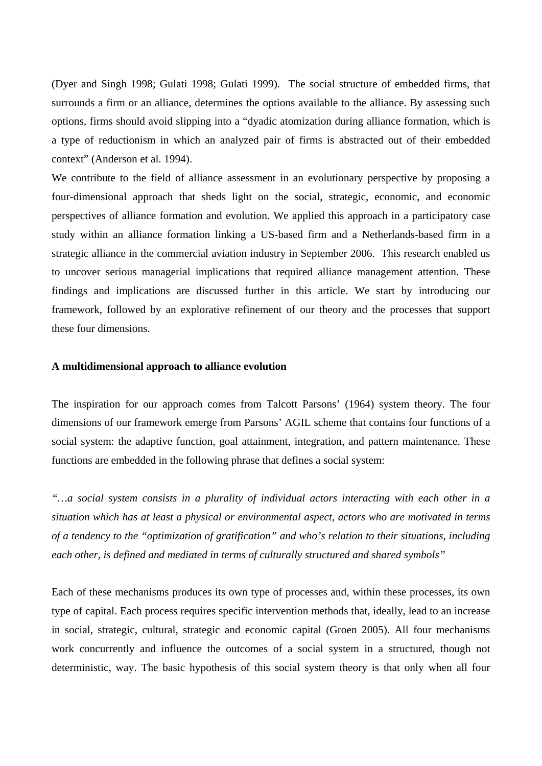(Dyer and Singh 1998; Gulati 1998; Gulati 1999). The social structure of embedded firms, that surrounds a firm or an alliance, determines the options available to the alliance. By assessing such options, firms should avoid slipping into a "dyadic atomization during alliance formation, which is a type of reductionism in which an analyzed pair of firms is abstracted out of their embedded context" (Anderson et al. 1994).

We contribute to the field of alliance assessment in an evolutionary perspective by proposing a four-dimensional approach that sheds light on the social, strategic, economic, and economic perspectives of alliance formation and evolution. We applied this approach in a participatory case study within an alliance formation linking a US-based firm and a Netherlands-based firm in a strategic alliance in the commercial aviation industry in September 2006. This research enabled us to uncover serious managerial implications that required alliance management attention. These findings and implications are discussed further in this article. We start by introducing our framework, followed by an explorative refinement of our theory and the processes that support these four dimensions.

**A multidimensional approach to alliance evolution**

The inspiration for our approach comes from Talcott Parsons' (1964) system theory. The four dimensions of our framework emerge from Parsons' AGIL scheme that contains four functions of a social system: the adaptive function, goal attainment, integration, and pattern maintenance. These functions are embedded in the following phrase that defines a social system:

*"…a social system consists in a plurality of individual actors interacting with each other in a situation which has at least a physical or environmental aspect, actors who are motivated in terms of a tendency to the "optimization of gratification" and who's relation to their situations, including each other, is defined and mediated in terms of culturally structured and shared symbols"*

Each of these mechanisms produces its own type of processes and, within these processes, its own type of capital. Each process requires specific intervention methods that, ideally, lead to an increase in social, strategic, cultural, strategic and economic capital (Groen 2005). All four mechanisms work concurrently and influence the outcomes of a social system in a structured, though not deterministic, way. The basic hypothesis of this social system theory is that only when all four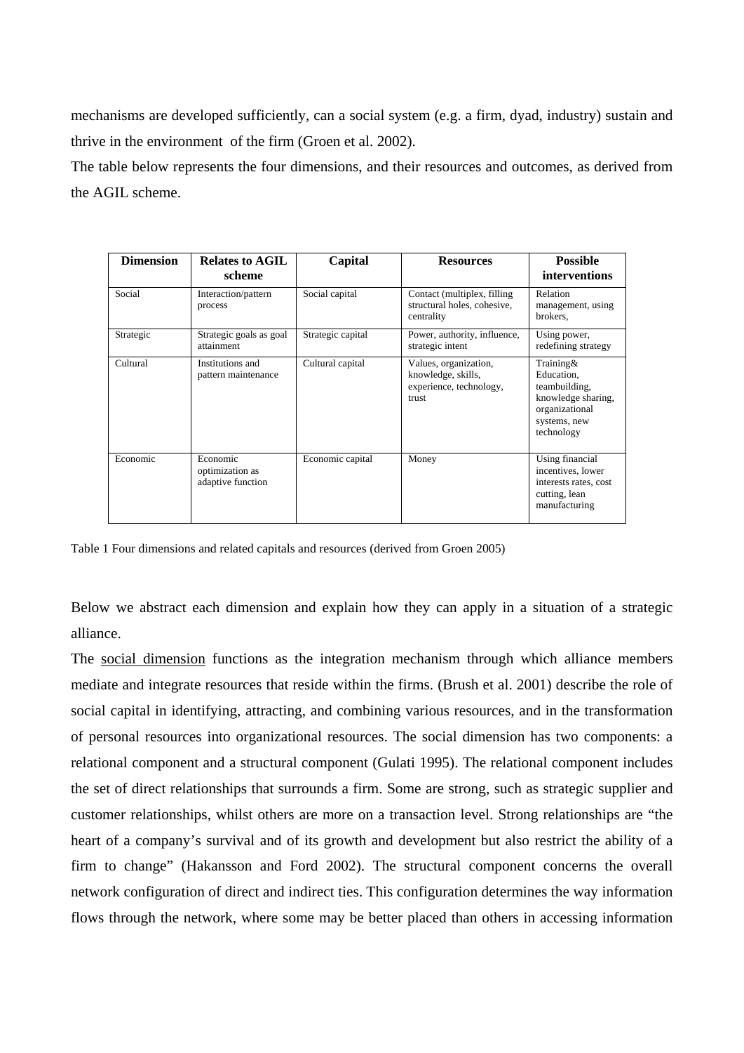mechanisms are developed sufficiently, can a social system (e.g. a firm, dyad, industry) sustain and thrive in the environment of the firm (Groen et al. 2002).

The table below represents the four dimensions, and their resources and outcomes, as derived from the AGIL scheme.

| Dimension | Relates to AGIL scheme | Capital | Resources | Possible interventions |
|---|---|---|---|---|
| Social | Interaction/pattern process | Social capital | Contact (multiplex, filling structural holes, cohesive, centrality | Relation management, using brokers, |
| Strategic | Strategic goals as goal attainment | Strategic capital | Power, authority, influence, strategic intent | Using power, redefining strategy |
| Cultural | Institutions and pattern maintenance | Cultural capital | Values, organization, knowledge, skills, experience, technology, trust | Training& Education, teambuilding, knowledge sharing, organizational systems, new technology |
| Economic | Economic optimization as adaptive function | Economic capital | Money | Using financial incentives, lower interests rates, cost cutting, lean manufacturing |

Table 1 Four dimensions and related capitals and resources (derived from Groen 2005)

Below we abstract each dimension and explain how they can apply in a situation of a strategic alliance.

The social dimension functions as the integration mechanism through which alliance members mediate and integrate resources that reside within the firms. (Brush et al. 2001) describe the role of social capital in identifying, attracting, and combining various resources, and in the transformation of personal resources into organizational resources. The social dimension has two components: a relational component and a structural component (Gulati 1995). The relational component includes the set of direct relationships that surrounds a firm. Some are strong, such as strategic supplier and customer relationships, whilst others are more on a transaction level. Strong relationships are "the heart of a company's survival and of its growth and development but also restrict the ability of a firm to change" (Hakansson and Ford 2002). The structural component concerns the overall network configuration of direct and indirect ties. This configuration determines the way information flows through the network, where some may be better placed than others in accessing information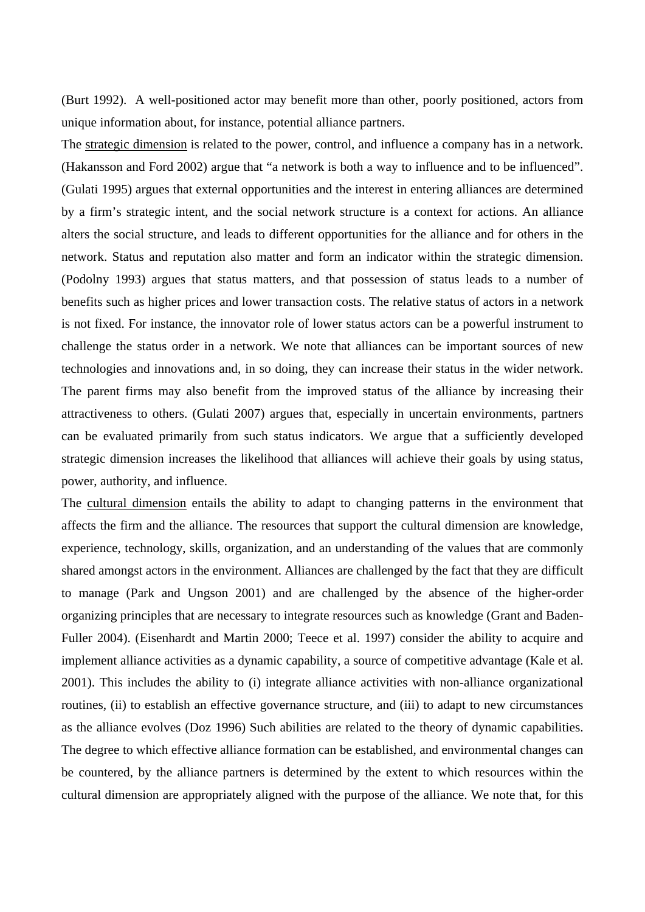(Burt 1992). A well-positioned actor may benefit more than other, poorly positioned, actors from unique information about, for instance, potential alliance partners.

The strategic dimension is related to the power, control, and influence a company has in a network. (Hakansson and Ford 2002) argue that "a network is both a way to influence and to be influenced". (Gulati 1995) argues that external opportunities and the interest in entering alliances are determined by a firm's strategic intent, and the social network structure is a context for actions. An alliance alters the social structure, and leads to different opportunities for the alliance and for others in the network. Status and reputation also matter and form an indicator within the strategic dimension. (Podolny 1993) argues that status matters, and that possession of status leads to a number of benefits such as higher prices and lower transaction costs. The relative status of actors in a network is not fixed. For instance, the innovator role of lower status actors can be a powerful instrument to challenge the status order in a network. We note that alliances can be important sources of new technologies and innovations and, in so doing, they can increase their status in the wider network. The parent firms may also benefit from the improved status of the alliance by increasing their attractiveness to others. (Gulati 2007) argues that, especially in uncertain environments, partners can be evaluated primarily from such status indicators. We argue that a sufficiently developed strategic dimension increases the likelihood that alliances will achieve their goals by using status, power, authority, and influence.

The cultural dimension entails the ability to adapt to changing patterns in the environment that affects the firm and the alliance. The resources that support the cultural dimension are knowledge, experience, technology, skills, organization, and an understanding of the values that are commonly shared amongst actors in the environment. Alliances are challenged by the fact that they are difficult to manage (Park and Ungson 2001) and are challenged by the absence of the higher-order organizing principles that are necessary to integrate resources such as knowledge (Grant and Baden-Fuller 2004). (Eisenhardt and Martin 2000; Teece et al. 1997) consider the ability to acquire and implement alliance activities as a dynamic capability, a source of competitive advantage (Kale et al. 2001). This includes the ability to (i) integrate alliance activities with non-alliance organizational routines, (ii) to establish an effective governance structure, and (iii) to adapt to new circumstances as the alliance evolves (Doz 1996) Such abilities are related to the theory of dynamic capabilities. The degree to which effective alliance formation can be established, and environmental changes can be countered, by the alliance partners is determined by the extent to which resources within the cultural dimension are appropriately aligned with the purpose of the alliance. We note that, for this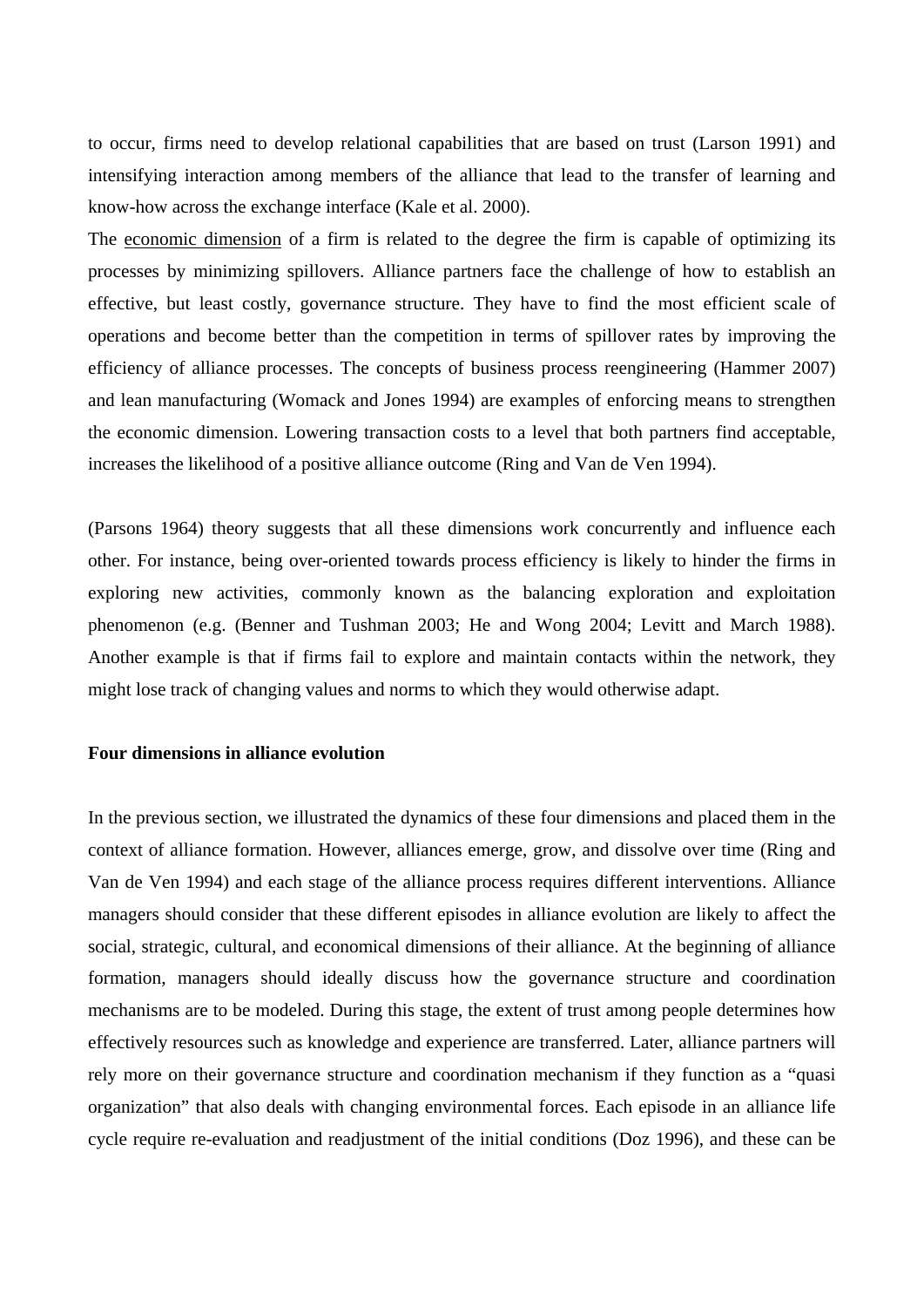to occur, firms need to develop relational capabilities that are based on trust (Larson 1991) and intensifying interaction among members of the alliance that lead to the transfer of learning and know-how across the exchange interface (Kale et al. 2000).

The <u>economic dimension</u> of a firm is related to the degree the firm is capable of optimizing its processes by minimizing spillovers. Alliance partners face the challenge of how to establish an effective, but least costly, governance structure. They have to find the most efficient scale of operations and become better than the competition in terms of spillover rates by improving the efficiency of alliance processes. The concepts of business process reengineering (Hammer 2007) and lean manufacturing (Womack and Jones 1994) are examples of enforcing means to strengthen the economic dimension. Lowering transaction costs to a level that both partners find acceptable, increases the likelihood of a positive alliance outcome (Ring and Van de Ven 1994).

(Parsons 1964) theory suggests that all these dimensions work concurrently and influence each other. For instance, being over-oriented towards process efficiency is likely to hinder the firms in exploring new activities, commonly known as the balancing exploration and exploitation phenomenon (e.g. (Benner and Tushman 2003; He and Wong 2004; Levitt and March 1988). Another example is that if firms fail to explore and maintain contacts within the network, they might lose track of changing values and norms to which they would otherwise adapt.

**Four dimensions in alliance evolution**

In the previous section, we illustrated the dynamics of these four dimensions and placed them in the context of alliance formation. However, alliances emerge, grow, and dissolve over time (Ring and Van de Ven 1994) and each stage of the alliance process requires different interventions. Alliance managers should consider that these different episodes in alliance evolution are likely to affect the social, strategic, cultural, and economical dimensions of their alliance. At the beginning of alliance formation, managers should ideally discuss how the governance structure and coordination mechanisms are to be modeled. During this stage, the extent of trust among people determines how effectively resources such as knowledge and experience are transferred. Later, alliance partners will rely more on their governance structure and coordination mechanism if they function as a "quasi organization" that also deals with changing environmental forces. Each episode in an alliance life cycle require re-evaluation and readjustment of the initial conditions (Doz 1996), and these can be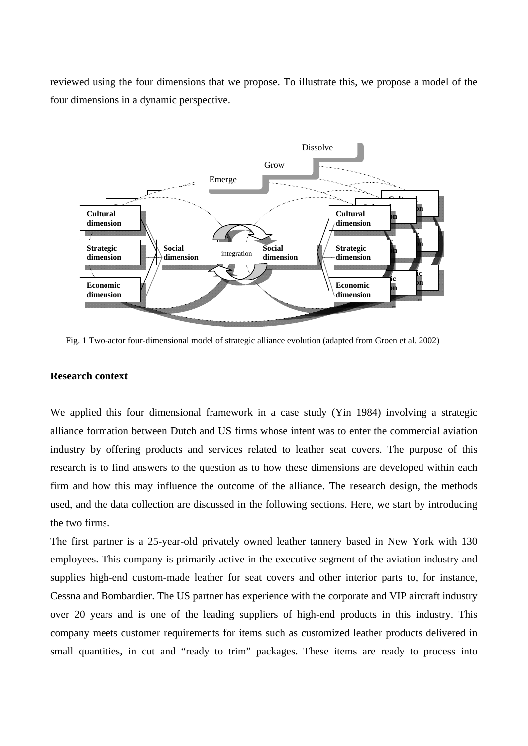reviewed using the four dimensions that we propose. To illustrate this, we propose a model of the four dimensions in a dynamic perspective.

Fig. 1 Two-actor four-dimensional model of strategic alliance evolution (adapted from Groen et al. 2002)

## Research context

We applied this four dimensional framework in a case study (Yin 1984) involving a strategic alliance formation between Dutch and US firms whose intent was to enter the commercial aviation industry by offering products and services related to leather seat covers. The purpose of this research is to find answers to the question as to how these dimensions are developed within each firm and how this may influence the outcome of the alliance. The research design, the methods used, and the data collection are discussed in the following sections. Here, we start by introducing the two firms.

The first partner is a 25-year-old privately owned leather tannery based in New York with 130 employees. This company is primarily active in the executive segment of the aviation industry and supplies high-end custom-made leather for seat covers and other interior parts to, for instance, Cessna and Bombardier. The US partner has experience with the corporate and VIP aircraft industry over 20 years and is one of the leading suppliers of high-end products in this industry. This company meets customer requirements for items such as customized leather products delivered in small quantities, in cut and "ready to trim" packages. These items are ready to process into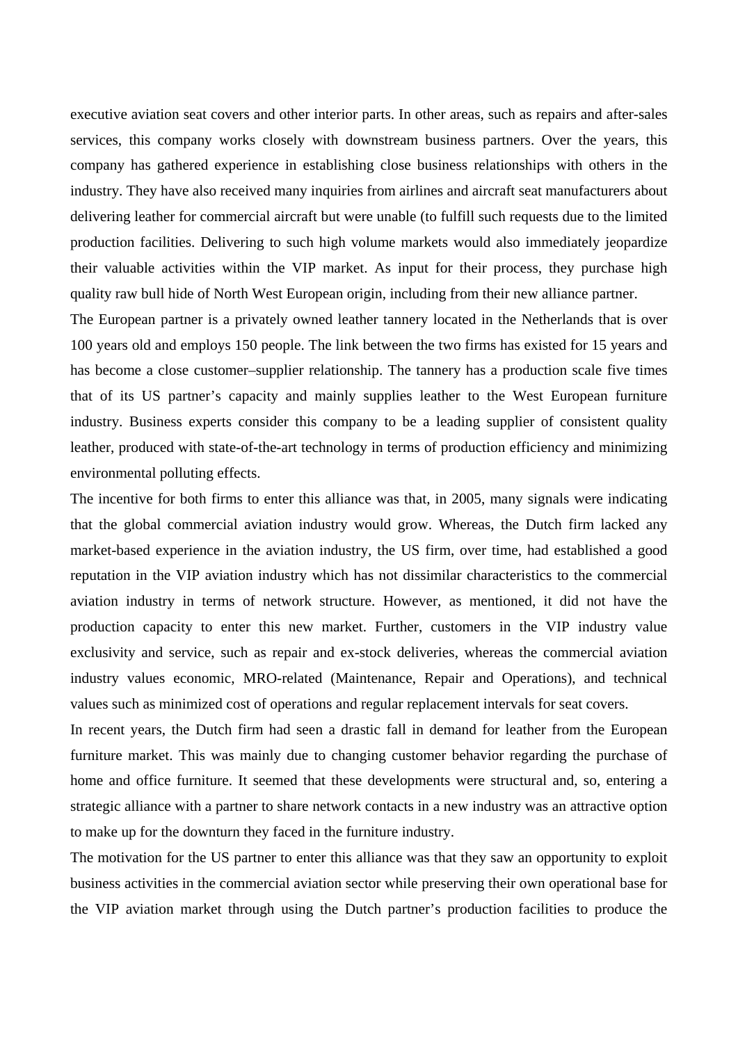executive aviation seat covers and other interior parts. In other areas, such as repairs and after-sales services, this company works closely with downstream business partners. Over the years, this company has gathered experience in establishing close business relationships with others in the industry. They have also received many inquiries from airlines and aircraft seat manufacturers about delivering leather for commercial aircraft but were unable (to fulfill such requests due to the limited production facilities. Delivering to such high volume markets would also immediately jeopardize their valuable activities within the VIP market. As input for their process, they purchase high quality raw bull hide of North West European origin, including from their new alliance partner.

The European partner is a privately owned leather tannery located in the Netherlands that is over 100 years old and employs 150 people. The link between the two firms has existed for 15 years and has become a close customer–supplier relationship. The tannery has a production scale five times that of its US partner's capacity and mainly supplies leather to the West European furniture industry. Business experts consider this company to be a leading supplier of consistent quality leather, produced with state-of-the-art technology in terms of production efficiency and minimizing environmental polluting effects.

The incentive for both firms to enter this alliance was that, in 2005, many signals were indicating that the global commercial aviation industry would grow. Whereas, the Dutch firm lacked any market-based experience in the aviation industry, the US firm, over time, had established a good reputation in the VIP aviation industry which has not dissimilar characteristics to the commercial aviation industry in terms of network structure. However, as mentioned, it did not have the production capacity to enter this new market. Further, customers in the VIP industry value exclusivity and service, such as repair and ex-stock deliveries, whereas the commercial aviation industry values economic, MRO-related (Maintenance, Repair and Operations), and technical values such as minimized cost of operations and regular replacement intervals for seat covers.

In recent years, the Dutch firm had seen a drastic fall in demand for leather from the European furniture market. This was mainly due to changing customer behavior regarding the purchase of home and office furniture. It seemed that these developments were structural and, so, entering a strategic alliance with a partner to share network contacts in a new industry was an attractive option to make up for the downturn they faced in the furniture industry.

The motivation for the US partner to enter this alliance was that they saw an opportunity to exploit business activities in the commercial aviation sector while preserving their own operational base for the VIP aviation market through using the Dutch partner's production facilities to produce the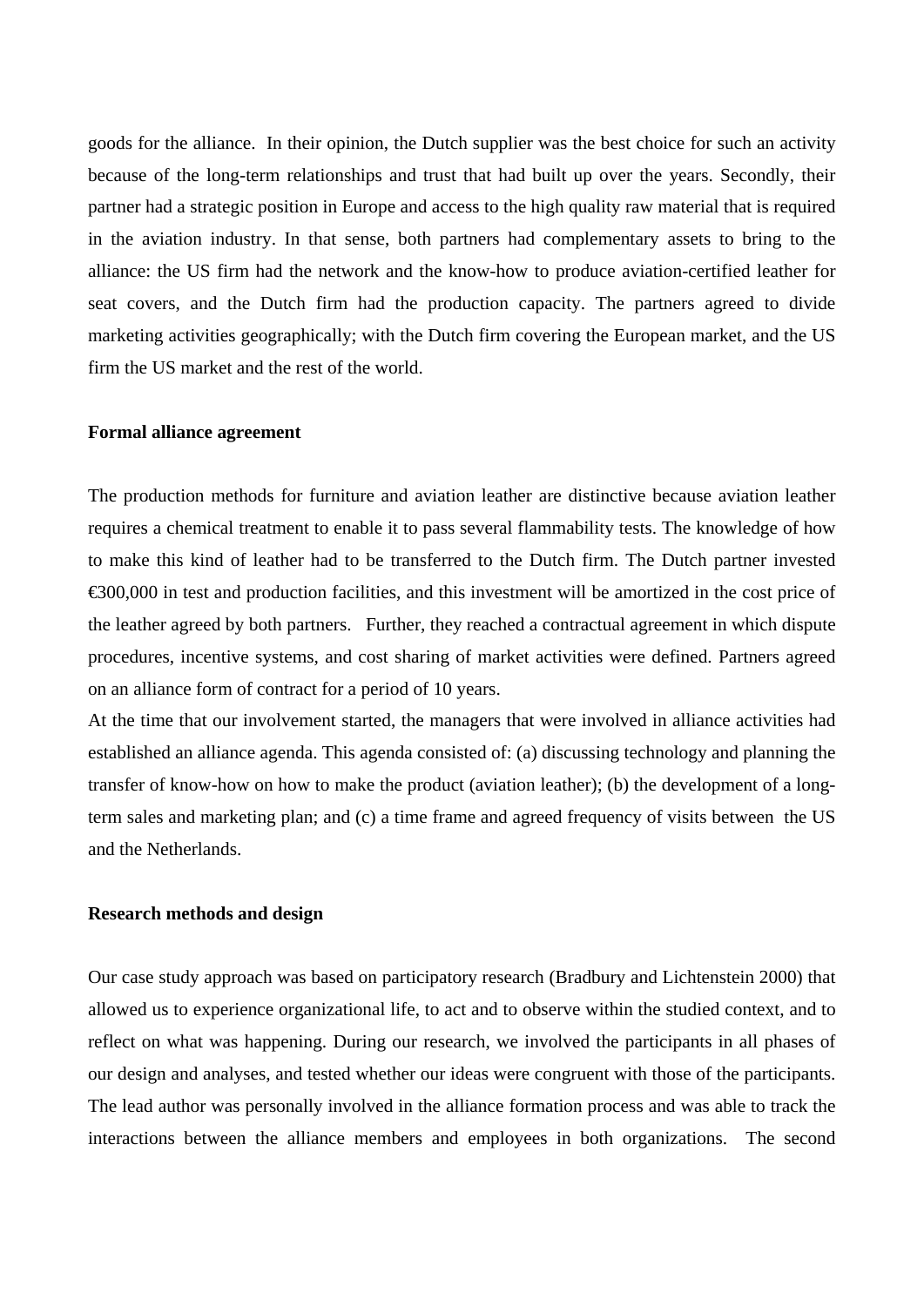goods for the alliance. In their opinion, the Dutch supplier was the best choice for such an activity because of the long-term relationships and trust that had built up over the years. Secondly, their partner had a strategic position in Europe and access to the high quality raw material that is required in the aviation industry. In that sense, both partners had complementary assets to bring to the alliance: the US firm had the network and the know-how to produce aviation-certified leather for seat covers, and the Dutch firm had the production capacity. The partners agreed to divide marketing activities geographically; with the Dutch firm covering the European market, and the US firm the US market and the rest of the world.

**Formal alliance agreement**

The production methods for furniture and aviation leather are distinctive because aviation leather requires a chemical treatment to enable it to pass several flammability tests. The knowledge of how to make this kind of leather had to be transferred to the Dutch firm. The Dutch partner invested €300,000 in test and production facilities, and this investment will be amortized in the cost price of the leather agreed by both partners. Further, they reached a contractual agreement in which dispute procedures, incentive systems, and cost sharing of market activities were defined. Partners agreed on an alliance form of contract for a period of 10 years.

At the time that our involvement started, the managers that were involved in alliance activities had established an alliance agenda. This agenda consisted of: (a) discussing technology and planning the transfer of know-how on how to make the product (aviation leather); (b) the development of a long-term sales and marketing plan; and (c) a time frame and agreed frequency of visits between the US and the Netherlands.

**Research methods and design**

Our case study approach was based on participatory research (Bradbury and Lichtenstein 2000) that allowed us to experience organizational life, to act and to observe within the studied context, and to reflect on what was happening. During our research, we involved the participants in all phases of our design and analyses, and tested whether our ideas were congruent with those of the participants. The lead author was personally involved in the alliance formation process and was able to track the interactions between the alliance members and employees in both organizations. The second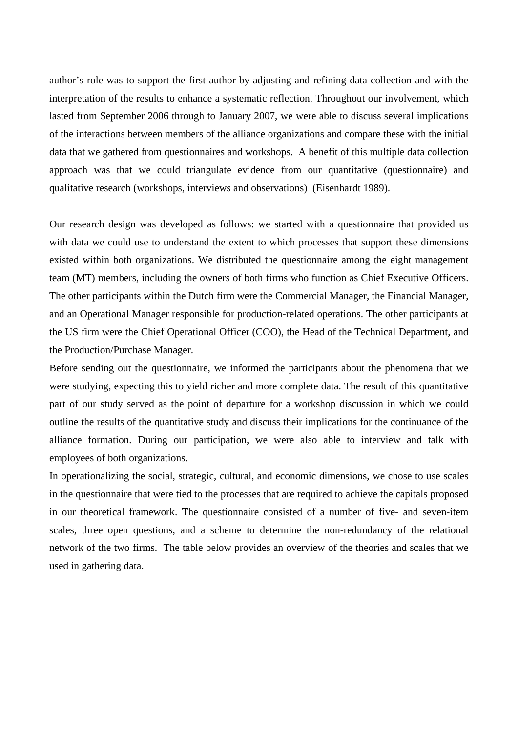author's role was to support the first author by adjusting and refining data collection and with the interpretation of the results to enhance a systematic reflection. Throughout our involvement, which lasted from September 2006 through to January 2007, we were able to discuss several implications of the interactions between members of the alliance organizations and compare these with the initial data that we gathered from questionnaires and workshops. A benefit of this multiple data collection approach was that we could triangulate evidence from our quantitative (questionnaire) and qualitative research (workshops, interviews and observations) (Eisenhardt 1989).

Our research design was developed as follows: we started with a questionnaire that provided us with data we could use to understand the extent to which processes that support these dimensions existed within both organizations. We distributed the questionnaire among the eight management team (MT) members, including the owners of both firms who function as Chief Executive Officers. The other participants within the Dutch firm were the Commercial Manager, the Financial Manager, and an Operational Manager responsible for production-related operations. The other participants at the US firm were the Chief Operational Officer (COO), the Head of the Technical Department, and the Production/Purchase Manager.

Before sending out the questionnaire, we informed the participants about the phenomena that we were studying, expecting this to yield richer and more complete data. The result of this quantitative part of our study served as the point of departure for a workshop discussion in which we could outline the results of the quantitative study and discuss their implications for the continuance of the alliance formation. During our participation, we were also able to interview and talk with employees of both organizations.

In operationalizing the social, strategic, cultural, and economic dimensions, we chose to use scales in the questionnaire that were tied to the processes that are required to achieve the capitals proposed in our theoretical framework. The questionnaire consisted of a number of five- and seven-item scales, three open questions, and a scheme to determine the non-redundancy of the relational network of the two firms. The table below provides an overview of the theories and scales that we used in gathering data.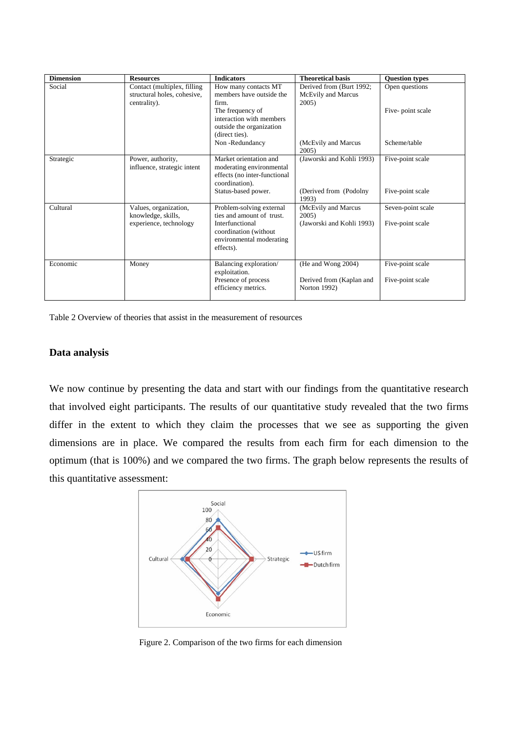| Dimension | Resources | Indicators | Theoretical basis | Question types |
|---|---|---|---|---|
| Social | Contact (multiplex, filling structural holes, cohesive, centrality). | How many contacts MT members have outside the firm.<br>The frequency of interaction with members outside the organization (direct ties).<br>Non -Redundancy | Derived from (Burt 1992; McEvily and Marcus 2005)<br><br>(McEvily and Marcus 2005) | Open questions<br><br>Five- point scale<br><br>Scheme/table |
| Strategic | Power, authority, influence, strategic intent | Market orientation and moderating environmental effects (no inter-functional coordination).<br>Status-based power. | (Jaworski and Kohli 1993)<br><br>(Derived from (Podolny 1993) | Five-point scale<br><br>Five-point scale |
| Cultural | Values, organization, knowledge, skills, experience, technology | Problem-solving external ties and amount of trust.<br>Interfunctional coordination (without environmental moderating effects). | (McEvily and Marcus 2005)<br>(Jaworski and Kohli 1993) | Seven-point scale<br><br>Five-point scale |
| Economic | Money | Balancing exploration/ exploitation.<br>Presence of process efficiency metrics. | (He and Wong 2004)<br><br>Derived from (Kaplan and Norton 1992) | Five-point scale<br><br>Five-point scale |

Table 2 Overview of theories that assist in the measurement of resources

## Data analysis

We now continue by presenting the data and start with our findings from the quantitative research that involved eight participants. The results of our quantitative study revealed that the two firms differ in the extent to which they claim the processes that we see as supporting the given dimensions are in place. We compared the results from each firm for each dimension to the optimum (that is 100%) and we compared the two firms. The graph below represents the results of this quantitative assessment:

Figure 2. Comparison of the two firms for each dimension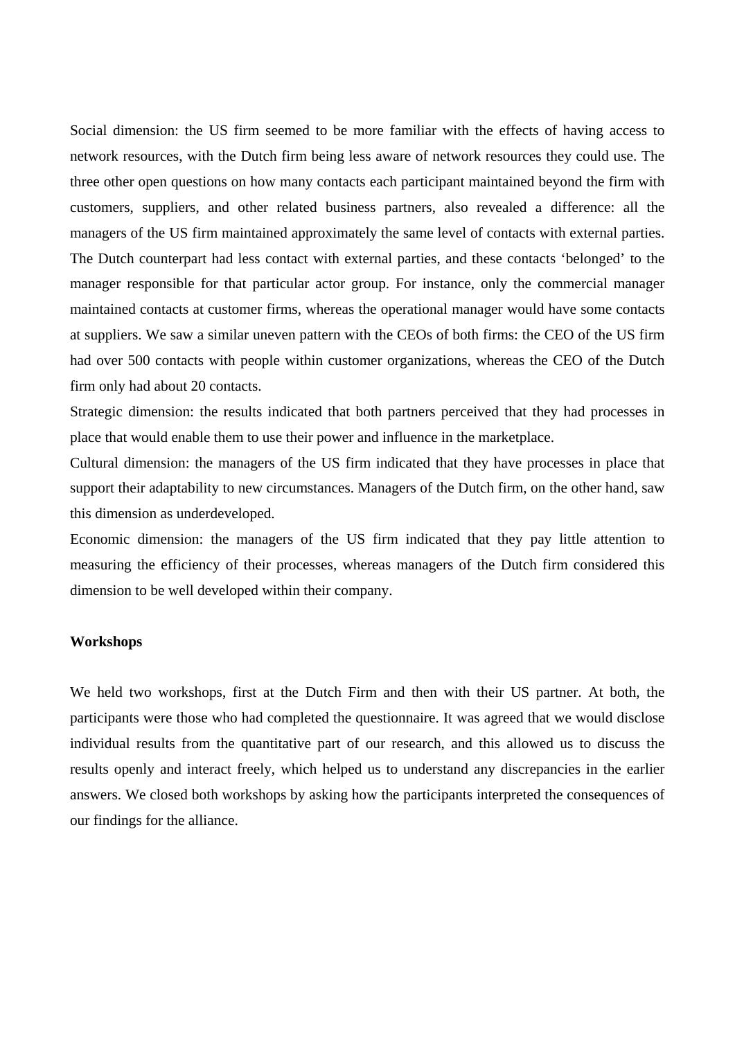Social dimension: the US firm seemed to be more familiar with the effects of having access to network resources, with the Dutch firm being less aware of network resources they could use. The three other open questions on how many contacts each participant maintained beyond the firm with customers, suppliers, and other related business partners, also revealed a difference: all the managers of the US firm maintained approximately the same level of contacts with external parties. The Dutch counterpart had less contact with external parties, and these contacts 'belonged' to the manager responsible for that particular actor group. For instance, only the commercial manager maintained contacts at customer firms, whereas the operational manager would have some contacts at suppliers. We saw a similar uneven pattern with the CEOs of both firms: the CEO of the US firm had over 500 contacts with people within customer organizations, whereas the CEO of the Dutch firm only had about 20 contacts.

Strategic dimension: the results indicated that both partners perceived that they had processes in place that would enable them to use their power and influence in the marketplace.

Cultural dimension: the managers of the US firm indicated that they have processes in place that support their adaptability to new circumstances. Managers of the Dutch firm, on the other hand, saw this dimension as underdeveloped.

Economic dimension: the managers of the US firm indicated that they pay little attention to measuring the efficiency of their processes, whereas managers of the Dutch firm considered this dimension to be well developed within their company.

**Workshops**

We held two workshops, first at the Dutch Firm and then with their US partner. At both, the participants were those who had completed the questionnaire. It was agreed that we would disclose individual results from the quantitative part of our research, and this allowed us to discuss the results openly and interact freely, which helped us to understand any discrepancies in the earlier answers. We closed both workshops by asking how the participants interpreted the consequences of our findings for the alliance.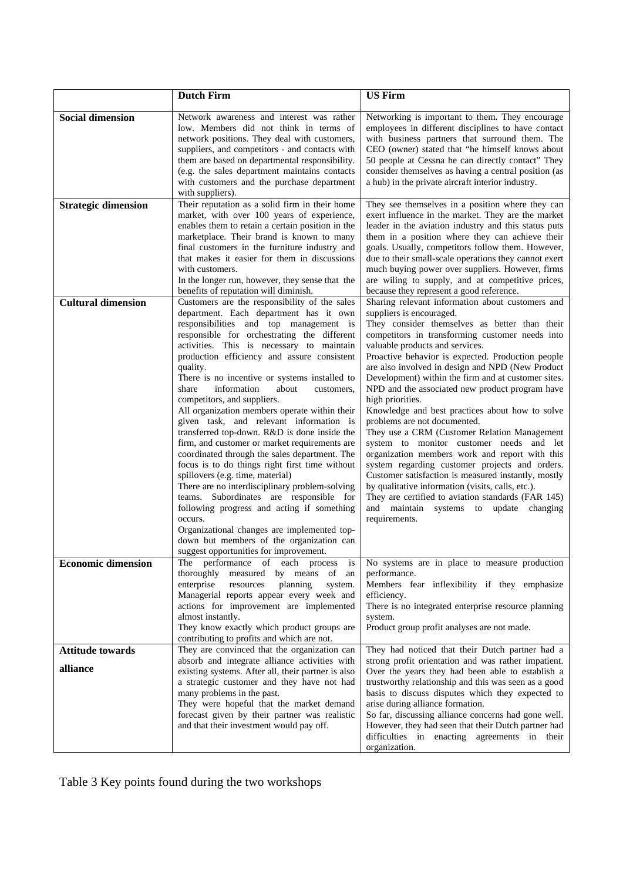| | Dutch Firm | US Firm |
|---|---|---|
| **Social dimension** | Network awareness and interest was rather low. Members did not think in terms of network positions. They deal with customers, suppliers, and competitors - and contacts with them are based on departmental responsibility. (e.g. the sales department maintains contacts with customers and the purchase department with suppliers). | Networking is important to them. They encourage employees in different disciplines to have contact with business partners that surround them. The CEO (owner) stated that "he himself knows about 50 people at Cessna he can directly contact" They consider themselves as having a central position (as a hub) in the private aircraft interior industry. |
| **Strategic dimension** | Their reputation as a solid firm in their home market, with over 100 years of experience, enables them to retain a certain position in the marketplace. Their brand is known to many final customers in the furniture industry and that makes it easier for them in discussions with customers.<br>In the longer run, however, they sense that the benefits of reputation will diminish. | They see themselves in a position where they can exert influence in the market. They are the market leader in the aviation industry and this status puts them in a position where they can achieve their goals. Usually, competitors follow them. However, due to their small-scale operations they cannot exert much buying power over suppliers. However, firms are wiling to supply, and at competitive prices, because they represent a good reference. |
| **Cultural dimension** | Customers are the responsibility of the sales department. Each department has it own responsibilities and top management is responsible for orchestrating the different activities. This is necessary to maintain production efficiency and assure consistent quality.<br>There is no incentive or systems installed to share information about customers, competitors, and suppliers.<br>All organization members operate within their given task, and relevant information is transferred top-down. R&D is done inside the firm, and customer or market requirements are coordinated through the sales department. The focus is to do things right first time without spillovers (e.g. time, material)<br>There are no interdisciplinary problem-solving teams. Subordinates are responsible for following progress and acting if something occurs.<br>Organizational changes are implemented top-down but members of the organization can suggest opportunities for improvement. | Sharing relevant information about customers and suppliers is encouraged.<br>They consider themselves as better than their competitors in transforming customer needs into valuable products and services.<br>Proactive behavior is expected. Production people are also involved in design and NPD (New Product Development) within the firm and at customer sites. NPD and the associated new product program have high priorities.<br>Knowledge and best practices about how to solve problems are not documented.<br>They use a CRM (Customer Relation Management system to monitor customer needs and let organization members work and report with this system regarding customer projects and orders. Customer satisfaction is measured instantly, mostly by qualitative information (visits, calls, etc.).<br>They are certified to aviation standards (FAR 145) and maintain systems to update changing requirements. |
| **Economic dimension** | The performance of each process is thoroughly measured by means of an enterprise resources planning system. Managerial reports appear every week and actions for improvement are implemented almost instantly.<br>They know exactly which product groups are contributing to profits and which are not. | No systems are in place to measure production performance.<br>Members fear inflexibility if they emphasize efficiency.<br>There is no integrated enterprise resource planning system.<br>Product group profit analyses are not made. |
| **Attitude towards alliance** | They are convinced that the organization can absorb and integrate alliance activities with existing systems. After all, their partner is also a strategic customer and they have not had many problems in the past.<br>They were hopeful that the market demand forecast given by their partner was realistic and that their investment would pay off. | They had noticed that their Dutch partner had a strong profit orientation and was rather impatient. Over the years they had been able to establish a trustworthy relationship and this was seen as a good basis to discuss disputes which they expected to arise during alliance formation.<br>So far, discussing alliance concerns had gone well. However, they had seen that their Dutch partner had difficulties in enacting agreements in their organization. |

Table 3 Key points found during the two workshops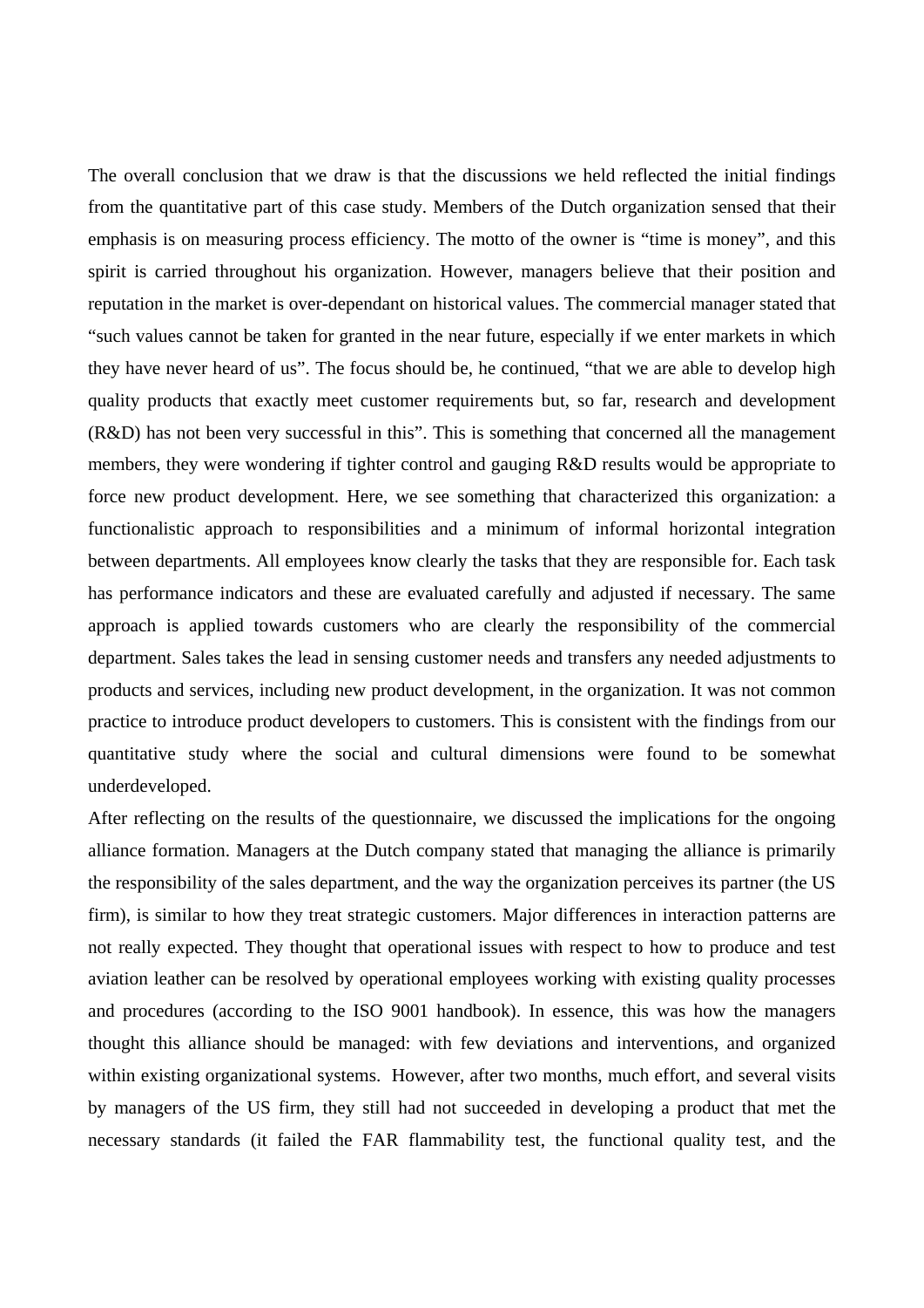The overall conclusion that we draw is that the discussions we held reflected the initial findings from the quantitative part of this case study. Members of the Dutch organization sensed that their emphasis is on measuring process efficiency. The motto of the owner is “time is money”, and this spirit is carried throughout his organization. However, managers believe that their position and reputation in the market is over-dependant on historical values. The commercial manager stated that “such values cannot be taken for granted in the near future, especially if we enter markets in which they have never heard of us”. The focus should be, he continued, “that we are able to develop high quality products that exactly meet customer requirements but, so far, research and development (R&D) has not been very successful in this”. This is something that concerned all the management members, they were wondering if tighter control and gauging R&D results would be appropriate to force new product development. Here, we see something that characterized this organization: a functionalistic approach to responsibilities and a minimum of informal horizontal integration between departments. All employees know clearly the tasks that they are responsible for. Each task has performance indicators and these are evaluated carefully and adjusted if necessary. The same approach is applied towards customers who are clearly the responsibility of the commercial department. Sales takes the lead in sensing customer needs and transfers any needed adjustments to products and services, including new product development, in the organization. It was not common practice to introduce product developers to customers. This is consistent with the findings from our quantitative study where the social and cultural dimensions were found to be somewhat underdeveloped.

After reflecting on the results of the questionnaire, we discussed the implications for the ongoing alliance formation. Managers at the Dutch company stated that managing the alliance is primarily the responsibility of the sales department, and the way the organization perceives its partner (the US firm), is similar to how they treat strategic customers. Major differences in interaction patterns are not really expected. They thought that operational issues with respect to how to produce and test aviation leather can be resolved by operational employees working with existing quality processes and procedures (according to the ISO 9001 handbook). In essence, this was how the managers thought this alliance should be managed: with few deviations and interventions, and organized within existing organizational systems. However, after two months, much effort, and several visits by managers of the US firm, they still had not succeeded in developing a product that met the necessary standards (it failed the FAR flammability test, the functional quality test, and the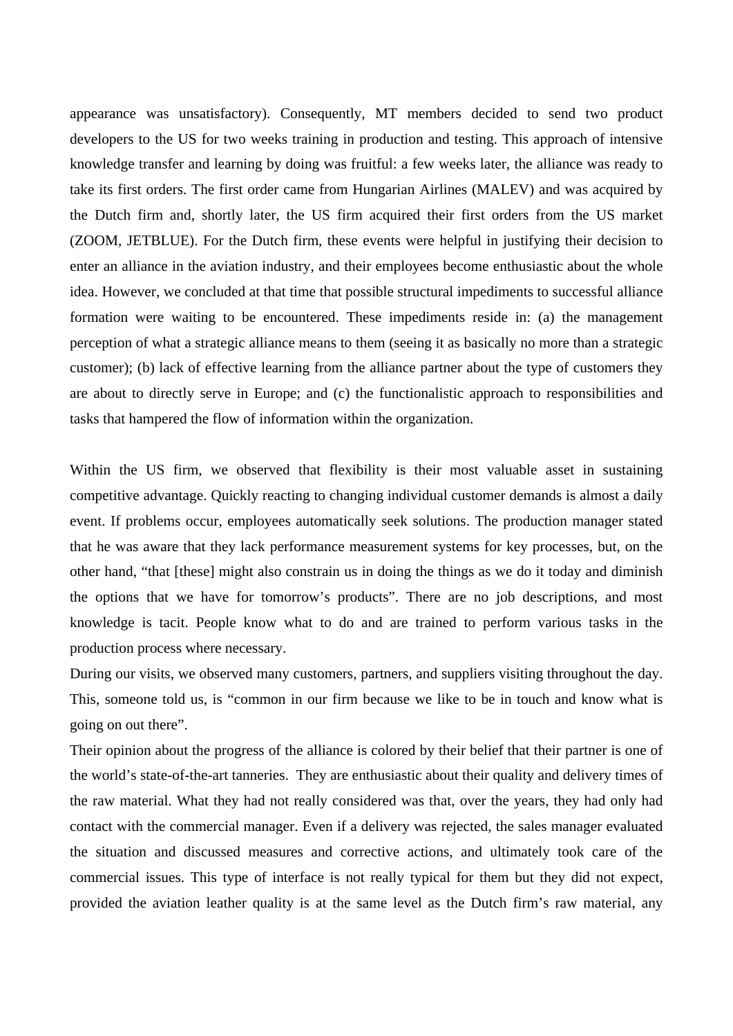appearance was unsatisfactory). Consequently, MT members decided to send two product developers to the US for two weeks training in production and testing. This approach of intensive knowledge transfer and learning by doing was fruitful: a few weeks later, the alliance was ready to take its first orders. The first order came from Hungarian Airlines (MALEV) and was acquired by the Dutch firm and, shortly later, the US firm acquired their first orders from the US market (ZOOM, JETBLUE). For the Dutch firm, these events were helpful in justifying their decision to enter an alliance in the aviation industry, and their employees become enthusiastic about the whole idea. However, we concluded at that time that possible structural impediments to successful alliance formation were waiting to be encountered. These impediments reside in: (a) the management perception of what a strategic alliance means to them (seeing it as basically no more than a strategic customer); (b) lack of effective learning from the alliance partner about the type of customers they are about to directly serve in Europe; and (c) the functionalistic approach to responsibilities and tasks that hampered the flow of information within the organization.

Within the US firm, we observed that flexibility is their most valuable asset in sustaining competitive advantage. Quickly reacting to changing individual customer demands is almost a daily event. If problems occur, employees automatically seek solutions. The production manager stated that he was aware that they lack performance measurement systems for key processes, but, on the other hand, "that [these] might also constrain us in doing the things as we do it today and diminish the options that we have for tomorrow's products". There are no job descriptions, and most knowledge is tacit. People know what to do and are trained to perform various tasks in the production process where necessary.

During our visits, we observed many customers, partners, and suppliers visiting throughout the day. This, someone told us, is "common in our firm because we like to be in touch and know what is going on out there".

Their opinion about the progress of the alliance is colored by their belief that their partner is one of the world's state-of-the-art tanneries. They are enthusiastic about their quality and delivery times of the raw material. What they had not really considered was that, over the years, they had only had contact with the commercial manager. Even if a delivery was rejected, the sales manager evaluated the situation and discussed measures and corrective actions, and ultimately took care of the commercial issues. This type of interface is not really typical for them but they did not expect, provided the aviation leather quality is at the same level as the Dutch firm's raw material, any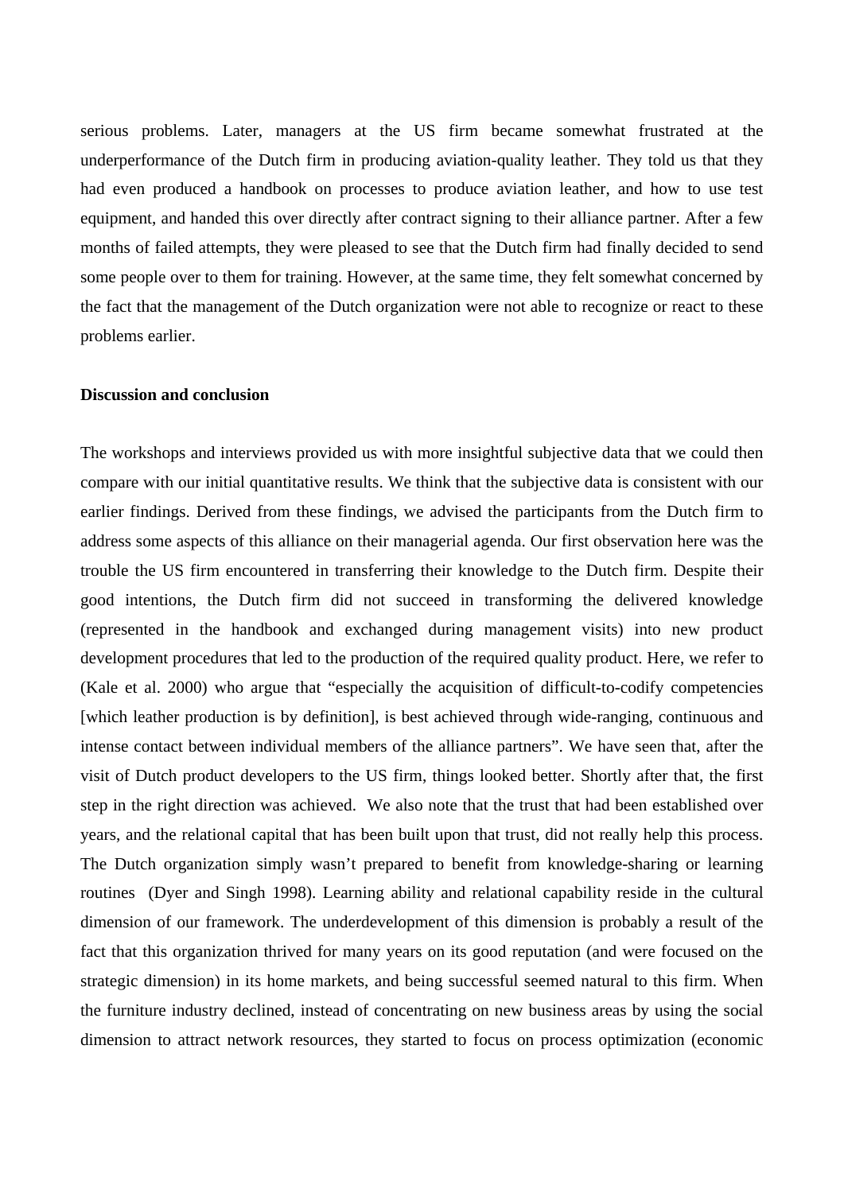serious problems. Later, managers at the US firm became somewhat frustrated at the underperformance of the Dutch firm in producing aviation-quality leather. They told us that they had even produced a handbook on processes to produce aviation leather, and how to use test equipment, and handed this over directly after contract signing to their alliance partner. After a few months of failed attempts, they were pleased to see that the Dutch firm had finally decided to send some people over to them for training. However, at the same time, they felt somewhat concerned by the fact that the management of the Dutch organization were not able to recognize or react to these problems earlier.

**Discussion and conclusion**

The workshops and interviews provided us with more insightful subjective data that we could then compare with our initial quantitative results. We think that the subjective data is consistent with our earlier findings. Derived from these findings, we advised the participants from the Dutch firm to address some aspects of this alliance on their managerial agenda. Our first observation here was the trouble the US firm encountered in transferring their knowledge to the Dutch firm. Despite their good intentions, the Dutch firm did not succeed in transforming the delivered knowledge (represented in the handbook and exchanged during management visits) into new product development procedures that led to the production of the required quality product. Here, we refer to (Kale et al. 2000) who argue that "especially the acquisition of difficult-to-codify competencies [which leather production is by definition], is best achieved through wide-ranging, continuous and intense contact between individual members of the alliance partners". We have seen that, after the visit of Dutch product developers to the US firm, things looked better. Shortly after that, the first step in the right direction was achieved. We also note that the trust that had been established over years, and the relational capital that has been built upon that trust, did not really help this process. The Dutch organization simply wasn't prepared to benefit from knowledge-sharing or learning routines (Dyer and Singh 1998). Learning ability and relational capability reside in the cultural dimension of our framework. The underdevelopment of this dimension is probably a result of the fact that this organization thrived for many years on its good reputation (and were focused on the strategic dimension) in its home markets, and being successful seemed natural to this firm. When the furniture industry declined, instead of concentrating on new business areas by using the social dimension to attract network resources, they started to focus on process optimization (economic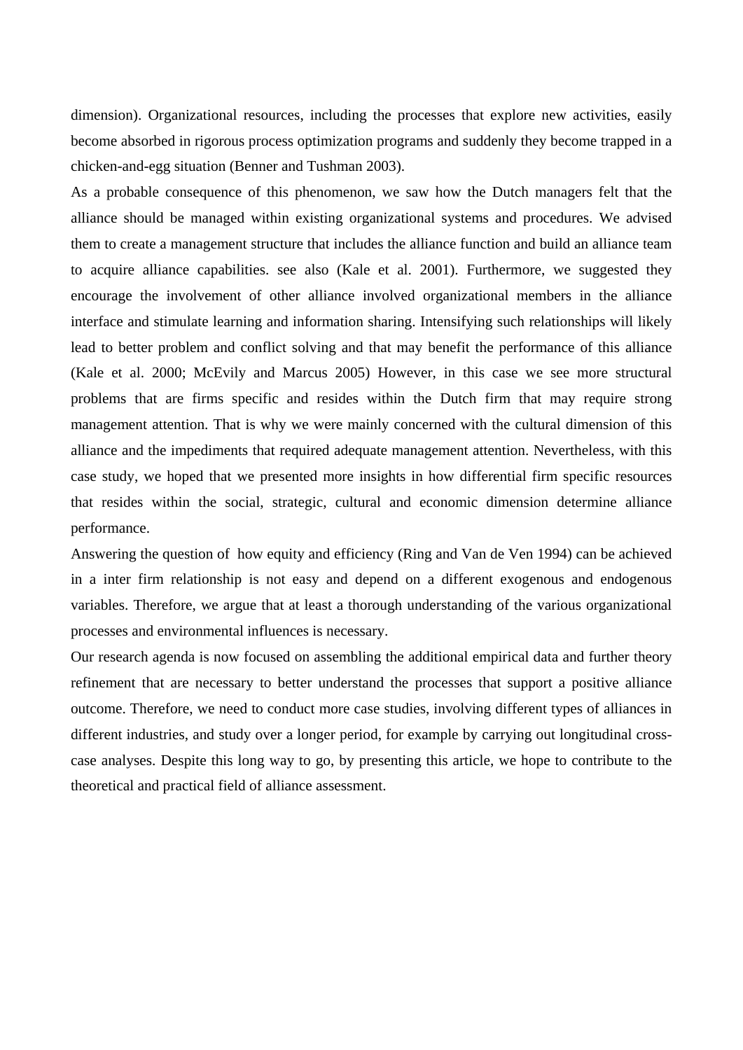dimension). Organizational resources, including the processes that explore new activities, easily become absorbed in rigorous process optimization programs and suddenly they become trapped in a chicken-and-egg situation (Benner and Tushman 2003).

As a probable consequence of this phenomenon, we saw how the Dutch managers felt that the alliance should be managed within existing organizational systems and procedures. We advised them to create a management structure that includes the alliance function and build an alliance team to acquire alliance capabilities. see also (Kale et al. 2001). Furthermore, we suggested they encourage the involvement of other alliance involved organizational members in the alliance interface and stimulate learning and information sharing. Intensifying such relationships will likely lead to better problem and conflict solving and that may benefit the performance of this alliance (Kale et al. 2000; McEvily and Marcus 2005) However, in this case we see more structural problems that are firms specific and resides within the Dutch firm that may require strong management attention. That is why we were mainly concerned with the cultural dimension of this alliance and the impediments that required adequate management attention. Nevertheless, with this case study, we hoped that we presented more insights in how differential firm specific resources that resides within the social, strategic, cultural and economic dimension determine alliance performance.

Answering the question of how equity and efficiency (Ring and Van de Ven 1994) can be achieved in a inter firm relationship is not easy and depend on a different exogenous and endogenous variables. Therefore, we argue that at least a thorough understanding of the various organizational processes and environmental influences is necessary.

Our research agenda is now focused on assembling the additional empirical data and further theory refinement that are necessary to better understand the processes that support a positive alliance outcome. Therefore, we need to conduct more case studies, involving different types of alliances in different industries, and study over a longer period, for example by carrying out longitudinal cross-case analyses. Despite this long way to go, by presenting this article, we hope to contribute to the theoretical and practical field of alliance assessment.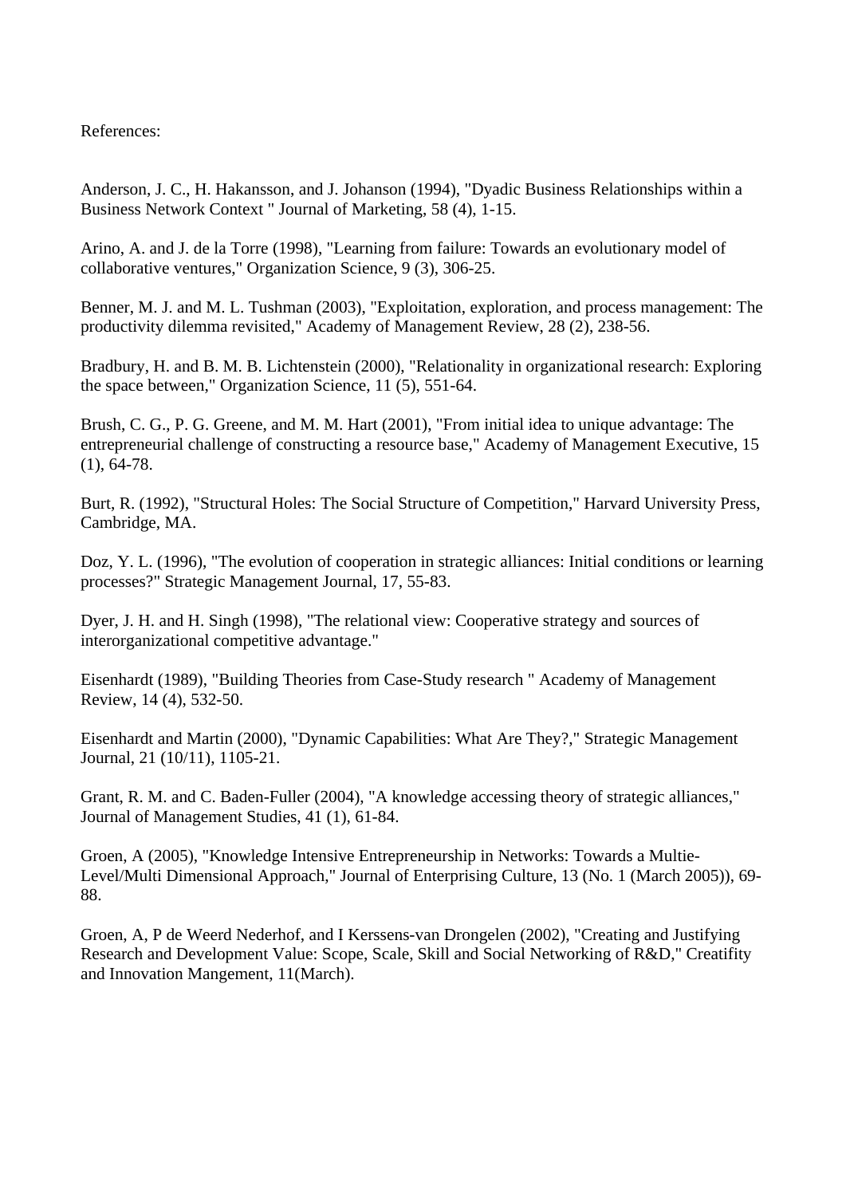References:

Anderson, J. C., H. Hakansson, and J. Johanson (1994), "Dyadic Business Relationships within a Business Network Context " Journal of Marketing, 58 (4), 1-15.

Arino, A. and J. de la Torre (1998), "Learning from failure: Towards an evolutionary model of collaborative ventures," Organization Science, 9 (3), 306-25.

Benner, M. J. and M. L. Tushman (2003), "Exploitation, exploration, and process management: The productivity dilemma revisited," Academy of Management Review, 28 (2), 238-56.

Bradbury, H. and B. M. B. Lichtenstein (2000), "Relationality in organizational research: Exploring the space between," Organization Science, 11 (5), 551-64.

Brush, C. G., P. G. Greene, and M. M. Hart (2001), "From initial idea to unique advantage: The entrepreneurial challenge of constructing a resource base," Academy of Management Executive, 15 (1), 64-78.

Burt, R. (1992), "Structural Holes: The Social Structure of Competition," Harvard University Press, Cambridge, MA.

Doz, Y. L. (1996), "The evolution of cooperation in strategic alliances: Initial conditions or learning processes?" Strategic Management Journal, 17, 55-83.

Dyer, J. H. and H. Singh (1998), "The relational view: Cooperative strategy and sources of interorganizational competitive advantage."

Eisenhardt (1989), "Building Theories from Case-Study research " Academy of Management Review, 14 (4), 532-50.

Eisenhardt and Martin (2000), "Dynamic Capabilities: What Are They?," Strategic Management Journal, 21 (10/11), 1105-21.

Grant, R. M. and C. Baden-Fuller (2004), "A knowledge accessing theory of strategic alliances," Journal of Management Studies, 41 (1), 61-84.

Groen, A (2005), "Knowledge Intensive Entrepreneurship in Networks: Towards a Multie-Level/Multi Dimensional Approach," Journal of Enterprising Culture, 13 (No. 1 (March 2005)), 69-88.

Groen, A, P de Weerd Nederhof, and I Kerssens-van Drongelen (2002), "Creating and Justifying Research and Development Value: Scope, Scale, Skill and Social Networking of R&D," Creatifity and Innovation Mangement, 11(March).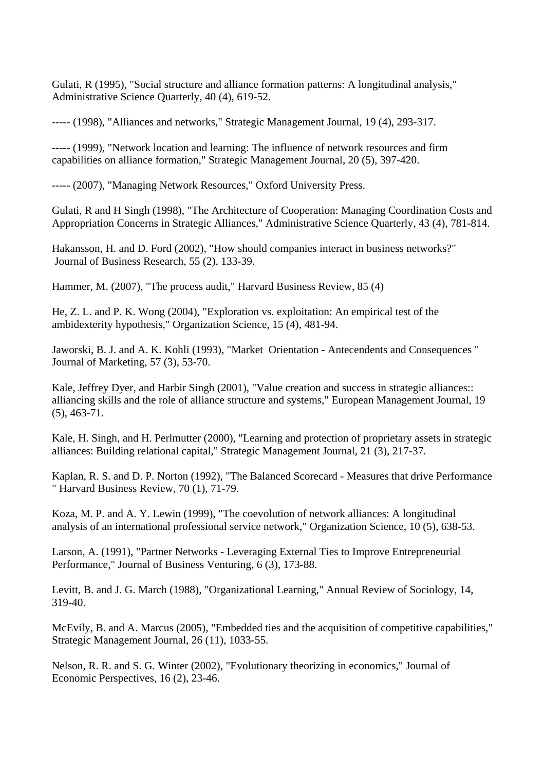Gulati, R (1995), "Social structure and alliance formation patterns: A longitudinal analysis," Administrative Science Quarterly, 40 (4), 619-52.

----- (1998), "Alliances and networks," Strategic Management Journal, 19 (4), 293-317.

----- (1999), "Network location and learning: The influence of network resources and firm capabilities on alliance formation," Strategic Management Journal, 20 (5), 397-420.

----- (2007), "Managing Network Resources," Oxford University Press.

Gulati, R and H Singh (1998), "The Architecture of Cooperation: Managing Coordination Costs and Appropriation Concerns in Strategic Alliances," Administrative Science Quarterly, 43 (4), 781-814.

Hakansson, H. and D. Ford (2002), "How should companies interact in business networks?" Journal of Business Research, 55 (2), 133-39.

Hammer, M. (2007), "The process audit," Harvard Business Review, 85 (4)

He, Z. L. and P. K. Wong (2004), "Exploration vs. exploitation: An empirical test of the ambidexterity hypothesis," Organization Science, 15 (4), 481-94.

Jaworski, B. J. and A. K. Kohli (1993), "Market  Orientation - Antecendents and Consequences " Journal of Marketing, 57 (3), 53-70.

Kale, Jeffrey Dyer, and Harbir Singh (2001), "Value creation and success in strategic alliances:: alliancing skills and the role of alliance structure and systems," European Management Journal, 19 (5), 463-71.

Kale, H. Singh, and H. Perlmutter (2000), "Learning and protection of proprietary assets in strategic alliances: Building relational capital," Strategic Management Journal, 21 (3), 217-37.

Kaplan, R. S. and D. P. Norton (1992), "The Balanced Scorecard - Measures that drive Performance " Harvard Business Review, 70 (1), 71-79.

Koza, M. P. and A. Y. Lewin (1999), "The coevolution of network alliances: A longitudinal analysis of an international professional service network," Organization Science, 10 (5), 638-53.

Larson, A. (1991), "Partner Networks - Leveraging External Ties to Improve Entrepreneurial Performance," Journal of Business Venturing, 6 (3), 173-88.

Levitt, B. and J. G. March (1988), "Organizational Learning," Annual Review of Sociology, 14, 319-40.

McEvily, B. and A. Marcus (2005), "Embedded ties and the acquisition of competitive capabilities," Strategic Management Journal, 26 (11), 1033-55.

Nelson, R. R. and S. G. Winter (2002), "Evolutionary theorizing in economics," Journal of Economic Perspectives, 16 (2), 23-46.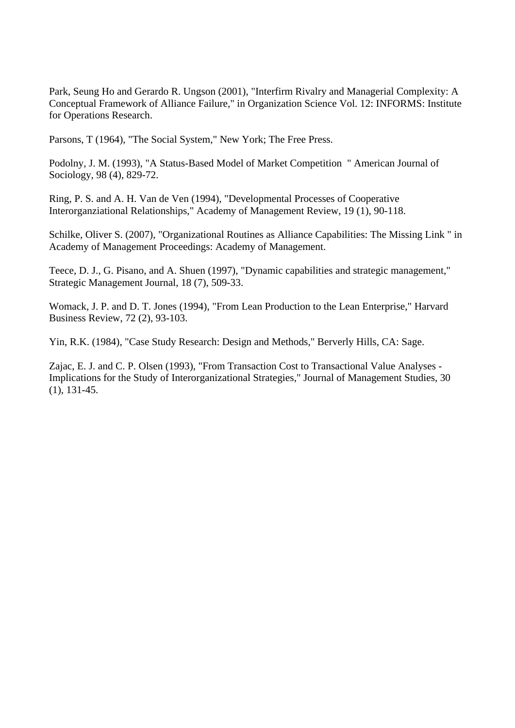Park, Seung Ho and Gerardo R. Ungson (2001), "Interfirm Rivalry and Managerial Complexity: A Conceptual Framework of Alliance Failure," in Organization Science Vol. 12: INFORMS: Institute for Operations Research.

Parsons, T (1964), "The Social System," New York; The Free Press.

Podolny, J. M. (1993), "A Status-Based Model of Market Competition " American Journal of Sociology, 98 (4), 829-72.

Ring, P. S. and A. H. Van de Ven (1994), "Developmental Processes of Cooperative Interorganziational Relationships," Academy of Management Review, 19 (1), 90-118.

Schilke, Oliver S. (2007), "Organizational Routines as Alliance Capabilities: The Missing Link " in Academy of Management Proceedings: Academy of Management.

Teece, D. J., G. Pisano, and A. Shuen (1997), "Dynamic capabilities and strategic management," Strategic Management Journal, 18 (7), 509-33.

Womack, J. P. and D. T. Jones (1994), "From Lean Production to the Lean Enterprise," Harvard Business Review, 72 (2), 93-103.

Yin, R.K. (1984), "Case Study Research: Design and Methods," Berverly Hills, CA: Sage.

Zajac, E. J. and C. P. Olsen (1993), "From Transaction Cost to Transactional Value Analyses - Implications for the Study of Interorganizational Strategies," Journal of Management Studies, 30 (1), 131-45.